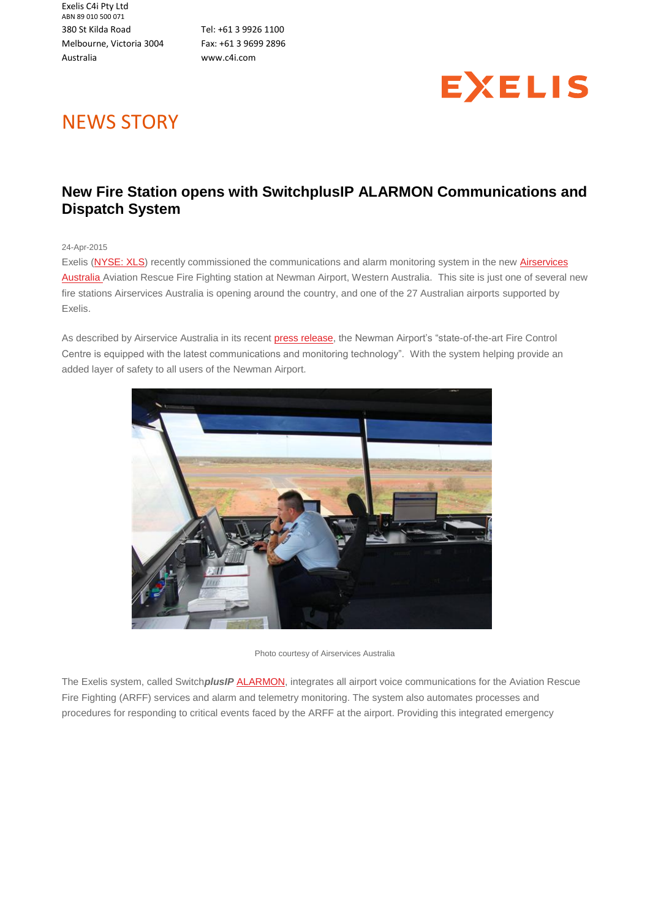Exelis C4i Pty Ltd
ABN 89 010 500 071

380 St Kilda Road
Melbourne, Victoria 3004
Australia

Tel: +61 3 9926 1100
Fax: +61 3 9699 2896
www.c4i.com

EXELIS

# NEWS STORY

## New Fire Station opens with SwitchplusIP ALARMON Communications and Dispatch System

24-Apr-2015

Exelis (NYSE: XLS) recently commissioned the communications and alarm monitoring system in the new Airservices Australia Aviation Rescue Fire Fighting station at Newman Airport, Western Australia. This site is just one of several new fire stations Airservices Australia is opening around the country, and one of the 27 Australian airports supported by Exelis.

As described by Airservice Australia in its recent press release, the Newman Airport's "state-of-the-art Fire Control Centre is equipped with the latest communications and monitoring technology". With the system helping provide an added layer of safety to all users of the Newman Airport.

Photo courtesy of Airservices Australia

The Exelis system, called Switch***plusIP*** ALARMON, integrates all airport voice communications for the Aviation Rescue Fire Fighting (ARFF) services and alarm and telemetry monitoring. The system also automates processes and procedures for responding to critical events faced by the ARFF at the airport. Providing this integrated emergency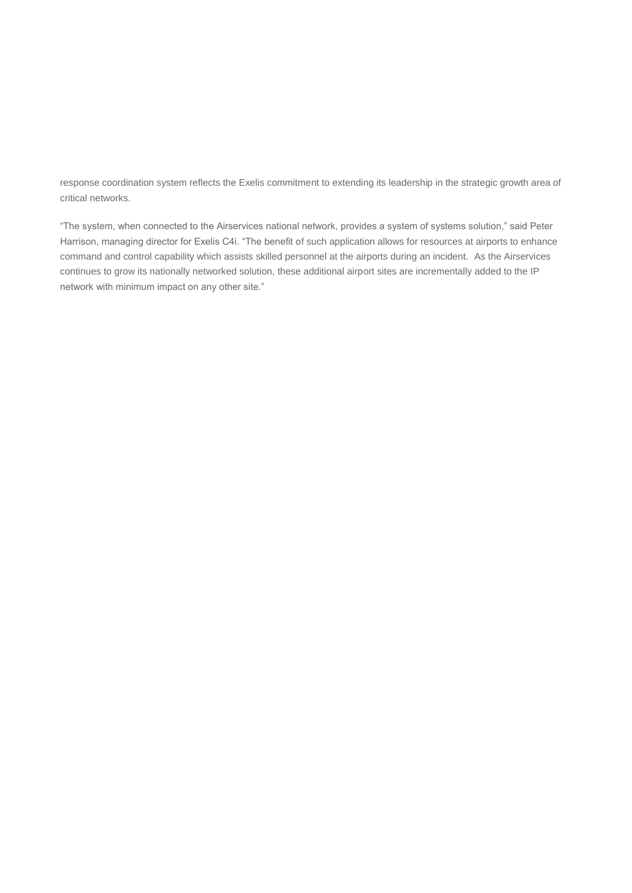response coordination system reflects the Exelis commitment to extending its leadership in the strategic growth area of critical networks.

"The system, when connected to the Airservices national network, provides a system of systems solution," said Peter Harrison, managing director for Exelis C4i. "The benefit of such application allows for resources at airports to enhance command and control capability which assists skilled personnel at the airports during an incident. As the Airservices continues to grow its nationally networked solution, these additional airport sites are incrementally added to the IP network with minimum impact on any other site."